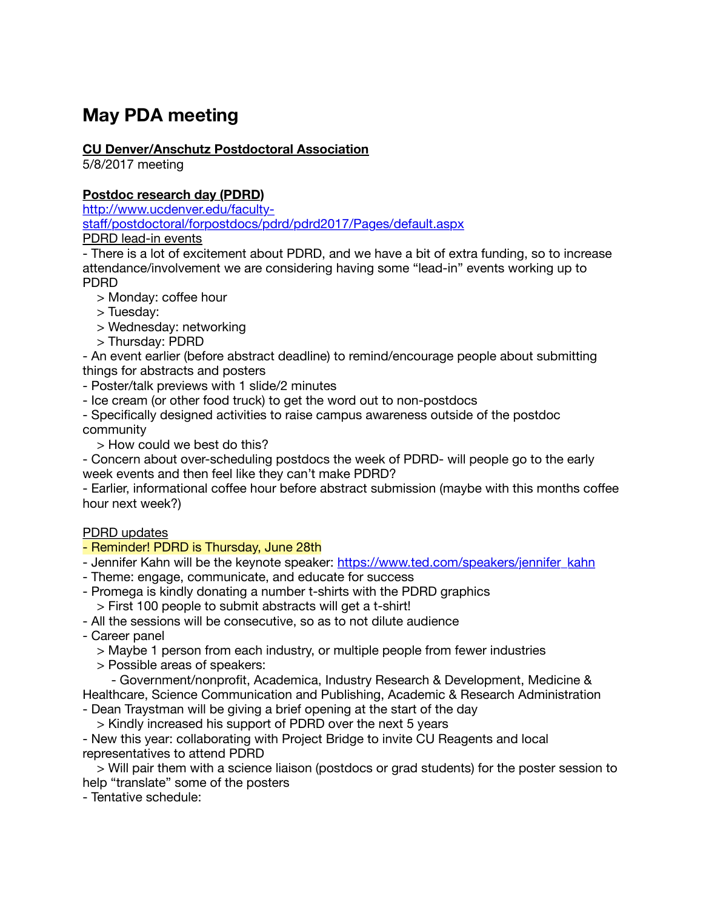# May PDA meeting

**CU Denver/Anschutz Postdoctoral Association**
5/8/2017 meeting

**Postdoc research day (PDRD)**
[http://www.ucdenver.edu/faculty-staff/postdoctoral/forpostdocs/pdrd/pdrd2017/Pages/default.aspx](http://www.ucdenver.edu/faculty-staff/postdoctoral/forpostdocs/pdrd/pdrd2017/Pages/default.aspx)

PDRD lead-in events

- There is a lot of excitement about PDRD, and we have a bit of extra funding, so to increase attendance/involvement we are considering having some "lead-in" events working up to PDRD
  - > Monday: coffee hour
  - > Tuesday:
  - > Wednesday: networking
  - > Thursday: PDRD
- An event earlier (before abstract deadline) to remind/encourage people about submitting things for abstracts and posters
- Poster/talk previews with 1 slide/2 minutes
- Ice cream (or other food truck) to get the word out to non-postdocs
- Specifically designed activities to raise campus awareness outside of the postdoc community
  - > How could we best do this?
- Concern about over-scheduling postdocs the week of PDRD- will people go to the early week events and then feel like they can't make PDRD?
- Earlier, informational coffee hour before abstract submission (maybe with this months coffee hour next week?)

PDRD updates

- Reminder! PDRD is Thursday, June 28th
- Jennifer Kahn will be the keynote speaker: [https://www.ted.com/speakers/jennifer_kahn](https://www.ted.com/speakers/jennifer_kahn)
- Theme: engage, communicate, and educate for success
- Promega is kindly donating a number t-shirts with the PDRD graphics
  - > First 100 people to submit abstracts will get a t-shirt!
- All the sessions will be consecutive, so as to not dilute audience
- Career panel
  - > Maybe 1 person from each industry, or multiple people from fewer industries
  - > Possible areas of speakers:
    - Government/nonprofit, Academica, Industry Research & Development, Medicine & Healthcare, Science Communication and Publishing, Academic & Research Administration
- Dean Traystman will be giving a brief opening at the start of the day
  - > Kindly increased his support of PDRD over the next 5 years
- New this year: collaborating with Project Bridge to invite CU Reagents and local representatives to attend PDRD
  - > Will pair them with a science liaison (postdocs or grad students) for the poster session to help "translate" some of the posters
- Tentative schedule: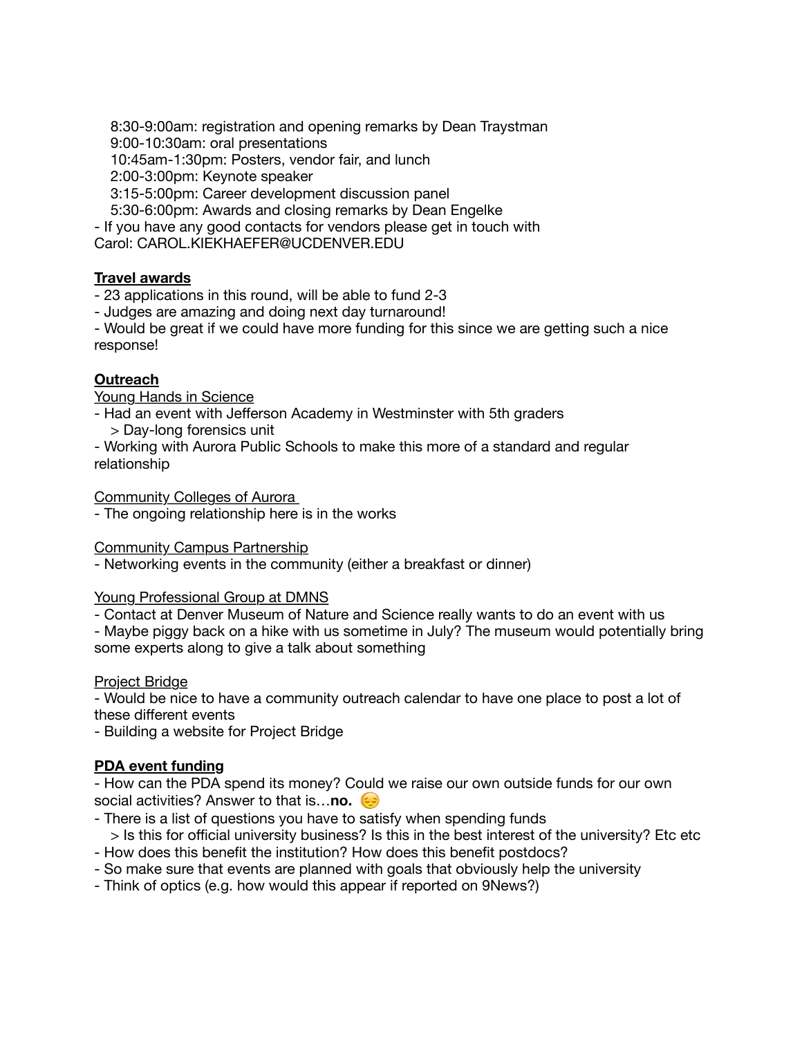8:30-9:00am: registration and opening remarks by Dean Traystman
9:00-10:30am: oral presentations
10:45am-1:30pm: Posters, vendor fair, and lunch
2:00-3:00pm: Keynote speaker
3:15-5:00pm: Career development discussion panel
5:30-6:00pm: Awards and closing remarks by Dean Engelke

- If you have any good contacts for vendors please get in touch with Carol: CAROL.KIEKHAEFER@UCDENVER.EDU

**<u>Travel awards</u>**

- 23 applications in this round, will be able to fund 2-3
- Judges are amazing and doing next day turnaround!
- Would be great if we could have more funding for this since we are getting such a nice response!

**<u>Outreach</u>**

<u>Young Hands in Science</u>

- Had an event with Jefferson Academy in Westminster with 5th graders
  > Day-long forensics unit
- Working with Aurora Public Schools to make this more of a standard and regular relationship

<u>Community Colleges of Aurora</u>

- The ongoing relationship here is in the works

<u>Community Campus Partnership</u>

- Networking events in the community (either a breakfast or dinner)

<u>Young Professional Group at DMNS</u>

- Contact at Denver Museum of Nature and Science really wants to do an event with us
- Maybe piggy back on a hike with us sometime in July? The museum would potentially bring some experts along to give a talk about something

<u>Project Bridge</u>

- Would be nice to have a community outreach calendar to have one place to post a lot of these different events
- Building a website for Project Bridge

**<u>PDA event funding</u>**

- How can the PDA spend its money? Could we raise our own outside funds for our own social activities? Answer to that is…**no.** 😔
- There is a list of questions you have to satisfy when spending funds
  > Is this for official university business? Is this in the best interest of the university? Etc etc
- How does this benefit the institution? How does this benefit postdocs?
- So make sure that events are planned with goals that obviously help the university
- Think of optics (e.g. how would this appear if reported on 9News?)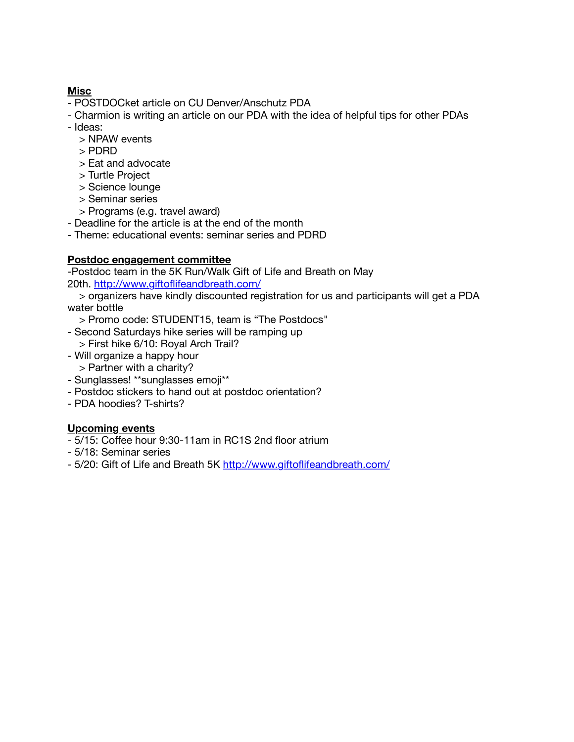**Misc**

- POSTDOCket article on CU Denver/Anschutz PDA
- Charmion is writing an article on our PDA with the idea of helpful tips for other PDAs
- Ideas:
  - NPAW events
  - PDRD
  - Eat and advocate
  - Turtle Project
  - Science lounge
  - Seminar series
  - Programs (e.g. travel award)
- Deadline for the article is at the end of the month
- Theme: educational events: seminar series and PDRD

**Postdoc engagement committee**

- Postdoc team in the 5K Run/Walk Gift of Life and Breath on May 20th. http://www.giftoflifeandbreath.com/
  - organizers have kindly discounted registration for us and participants will get a PDA water bottle
  - Promo code: STUDENT15, team is "The Postdocs"
- Second Saturdays hike series will be ramping up
  - First hike 6/10: Royal Arch Trail?
- Will organize a happy hour
  - Partner with a charity?
- Sunglasses! **sunglasses emoji**
- Postdoc stickers to hand out at postdoc orientation?
- PDA hoodies? T-shirts?

**Upcoming events**

- 5/15: Coffee hour 9:30-11am in RC1S 2nd floor atrium
- 5/18: Seminar series
- 5/20: Gift of Life and Breath 5K http://www.giftoflifeandbreath.com/